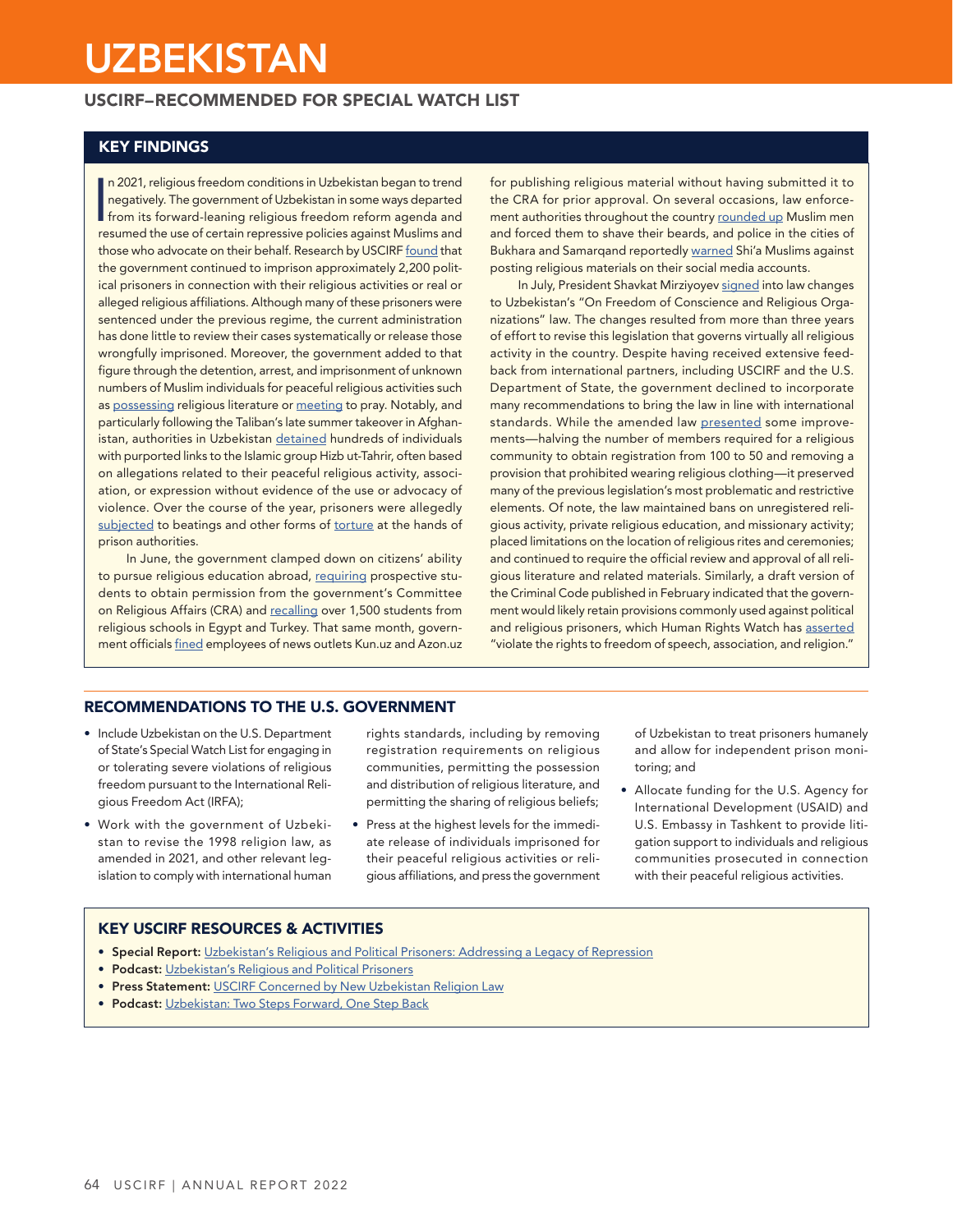# UZBEKISTAN

## USCIRF–RECOMMENDED FOR SPECIAL WATCH LIST

## KEY FINDINGS

In 2021, religious freedom conditions in Uzbekistan began to trend negatively. The government of Uzbekistan in some ways departed from its forward-leaning religious freedom reform agenda and resumed the use of certain repressive policies against Muslims and those who advocate on their behalf. Research by USCIRF found that the government continued to imprison approximately 2,200 political prisoners in connection with their religious activities or real or alleged religious affiliations. Although many of these prisoners were sentenced under the previous regime, the current administration has done little to review their cases systematically or release those wrongfully imprisoned. Moreover, the government added to that figure through the detention, arrest, and imprisonment of unknown numbers of Muslim individuals for peaceful religious activities such as possessing religious literature or meeting to pray. Notably, and particularly following the Taliban's late summer takeover in Afghanistan, authorities in Uzbekistan detained hundreds of individuals with purported links to the Islamic group Hizb ut-Tahrir, often based on allegations related to their peaceful religious activity, association, or expression without evidence of the use or advocacy of violence. Over the course of the year, prisoners were allegedly subjected to beatings and other forms of torture at the hands of prison authorities.

In June, the government clamped down on citizens' ability to pursue religious education abroad, requiring prospective students to obtain permission from the government's Committee on Religious Affairs (CRA) and recalling over 1,500 students from religious schools in Egypt and Turkey. That same month, government officials fined employees of news outlets Kun.uz and Azon.uz for publishing religious material without having submitted it to the CRA for prior approval. On several occasions, law enforcement authorities throughout the country rounded up Muslim men and forced them to shave their beards, and police in the cities of Bukhara and Samarqand reportedly warned Shi'a Muslims against posting religious materials on their social media accounts.

In July, President Shavkat Mirziyoyev signed into law changes to Uzbekistan's "On Freedom of Conscience and Religious Organizations" law. The changes resulted from more than three years of effort to revise this legislation that governs virtually all religious activity in the country. Despite having received extensive feedback from international partners, including USCIRF and the U.S. Department of State, the government declined to incorporate many recommendations to bring the law in line with international standards. While the amended law presented some improvements—halving the number of members required for a religious community to obtain registration from 100 to 50 and removing a provision that prohibited wearing religious clothing—it preserved many of the previous legislation's most problematic and restrictive elements. Of note, the law maintained bans on unregistered religious activity, private religious education, and missionary activity; placed limitations on the location of religious rites and ceremonies; and continued to require the official review and approval of all religious literature and related materials. Similarly, a draft version of the Criminal Code published in February indicated that the government would likely retain provisions commonly used against political and religious prisoners, which Human Rights Watch has asserted "violate the rights to freedom of speech, association, and religion."

## RECOMMENDATIONS TO THE U.S. GOVERNMENT

- Include Uzbekistan on the U.S. Department of State's Special Watch List for engaging in or tolerating severe violations of religious freedom pursuant to the International Religious Freedom Act (IRFA);
- Work with the government of Uzbekistan to revise the 1998 religion law, as amended in 2021, and other relevant legislation to comply with international human rights standards, including by removing registration requirements on religious communities, permitting the possession and distribution of religious literature, and permitting the sharing of religious beliefs;
- Press at the highest levels for the immediate release of individuals imprisoned for their peaceful religious activities or religious affiliations, and press the government of Uzbekistan to treat prisoners humanely and allow for independent prison monitoring; and
- Allocate funding for the U.S. Agency for International Development (USAID) and U.S. Embassy in Tashkent to provide litigation support to individuals and religious communities prosecuted in connection with their peaceful religious activities.

## KEY USCIRF RESOURCES & ACTIVITIES

- **Special Report:** Uzbekistan's Religious and Political Prisoners: Addressing a Legacy of Repression
- **Podcast:** Uzbekistan's Religious and Political Prisoners
- **Press Statement:** USCIRF Concerned by New Uzbekistan Religion Law
- **Podcast:** Uzbekistan: Two Steps Forward, One Step Back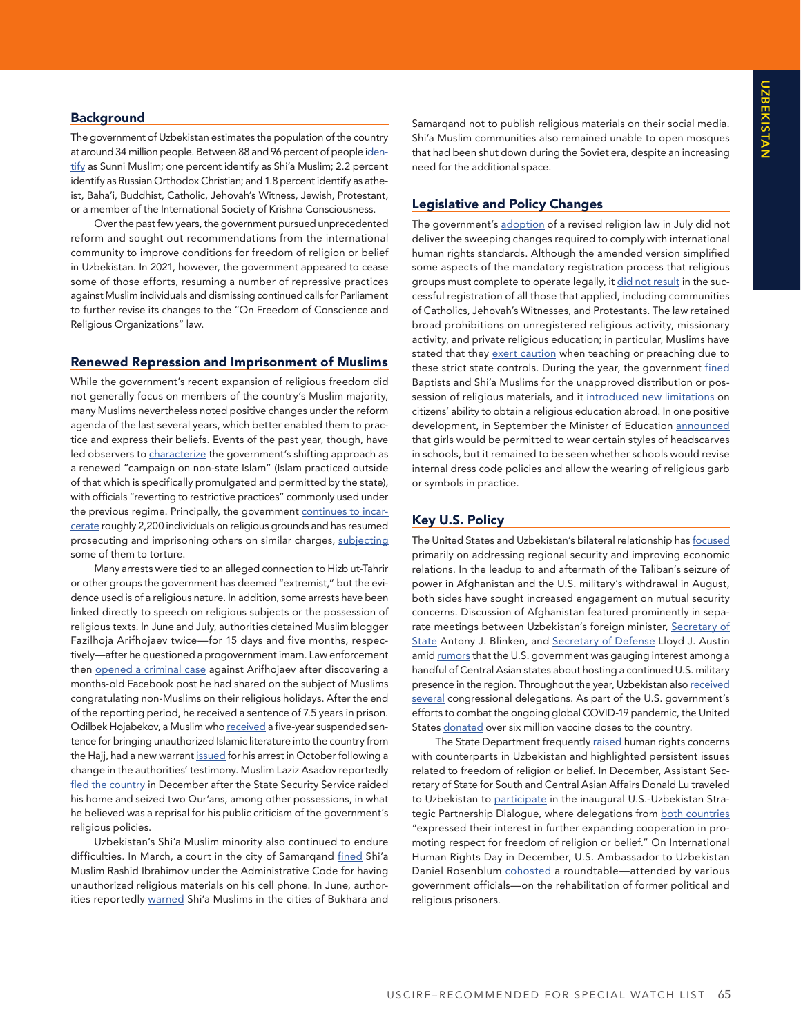## Background

The government of Uzbekistan estimates the population of the country at around 34 million people. Between 88 and 96 percent of people identify as Sunni Muslim; one percent identify as Shi'a Muslim; 2.2 percent identify as Russian Orthodox Christian; and 1.8 percent identify as atheist, Baha'i, Buddhist, Catholic, Jehovah's Witness, Jewish, Protestant, or a member of the International Society of Krishna Consciousness.

Over the past few years, the government pursued unprecedented reform and sought out recommendations from the international community to improve conditions for freedom of religion or belief in Uzbekistan. In 2021, however, the government appeared to cease some of those efforts, resuming a number of repressive practices against Muslim individuals and dismissing continued calls for Parliament to further revise its changes to the "On Freedom of Conscience and Religious Organizations" law.

## Renewed Repression and Imprisonment of Muslims

While the government's recent expansion of religious freedom did not generally focus on members of the country's Muslim majority, many Muslims nevertheless noted positive changes under the reform agenda of the last several years, which better enabled them to practice and express their beliefs. Events of the past year, though, have led observers to characterize the government's shifting approach as a renewed "campaign on non-state Islam" (Islam practiced outside of that which is specifically promulgated and permitted by the state), with officials "reverting to restrictive practices" commonly used under the previous regime. Principally, the government continues to incarcerate roughly 2,200 individuals on religious grounds and has resumed prosecuting and imprisoning others on similar charges, subjecting some of them to torture.

Many arrests were tied to an alleged connection to Hizb ut-Tahrir or other groups the government has deemed "extremist," but the evidence used is of a religious nature. In addition, some arrests have been linked directly to speech on religious subjects or the possession of religious texts. In June and July, authorities detained Muslim blogger Fazilhoja Arifhojaev twice—for 15 days and five months, respectively—after he questioned a progovernment imam. Law enforcement then opened a criminal case against Arifhojaev after discovering a months-old Facebook post he had shared on the subject of Muslims congratulating non-Muslims on their religious holidays. After the end of the reporting period, he received a sentence of 7.5 years in prison. Odilbek Hojabekov, a Muslim who received a five-year suspended sentence for bringing unauthorized Islamic literature into the country from the Hajj, had a new warrant issued for his arrest in October following a change in the authorities' testimony. Muslim Laziz Asadov reportedly fled the country in December after the State Security Service raided his home and seized two Qur'ans, among other possessions, in what he believed was a reprisal for his public criticism of the government's religious policies.

Uzbekistan's Shi'a Muslim minority also continued to endure difficulties. In March, a court in the city of Samarqand fined Shi'a Muslim Rashid Ibrahimov under the Administrative Code for having unauthorized religious materials on his cell phone. In June, authorities reportedly warned Shi'a Muslims in the cities of Bukhara and Samarqand not to publish religious materials on their social media. Shi'a Muslim communities also remained unable to open mosques that had been shut down during the Soviet era, despite an increasing need for the additional space.

## Legislative and Policy Changes

The government's adoption of a revised religion law in July did not deliver the sweeping changes required to comply with international human rights standards. Although the amended version simplified some aspects of the mandatory registration process that religious groups must complete to operate legally, it did not result in the successful registration of all those that applied, including communities of Catholics, Jehovah's Witnesses, and Protestants. The law retained broad prohibitions on unregistered religious activity, missionary activity, and private religious education; in particular, Muslims have stated that they exert caution when teaching or preaching due to these strict state controls. During the year, the government fined Baptists and Shi'a Muslims for the unapproved distribution or possession of religious materials, and it introduced new limitations on citizens' ability to obtain a religious education abroad. In one positive development, in September the Minister of Education announced that girls would be permitted to wear certain styles of headscarves in schools, but it remained to be seen whether schools would revise internal dress code policies and allow the wearing of religious garb or symbols in practice.

## Key U.S. Policy

The United States and Uzbekistan's bilateral relationship has focused primarily on addressing regional security and improving economic relations. In the leadup to and aftermath of the Taliban's seizure of power in Afghanistan and the U.S. military's withdrawal in August, both sides have sought increased engagement on mutual security concerns. Discussion of Afghanistan featured prominently in separate meetings between Uzbekistan's foreign minister, Secretary of State Antony J. Blinken, and Secretary of Defense Lloyd J. Austin amid rumors that the U.S. government was gauging interest among a handful of Central Asian states about hosting a continued U.S. military presence in the region. Throughout the year, Uzbekistan also received several congressional delegations. As part of the U.S. government's efforts to combat the ongoing global COVID-19 pandemic, the United States donated over six million vaccine doses to the country.

The State Department frequently raised human rights concerns with counterparts in Uzbekistan and highlighted persistent issues related to freedom of religion or belief. In December, Assistant Secretary of State for South and Central Asian Affairs Donald Lu traveled to Uzbekistan to participate in the inaugural U.S.-Uzbekistan Strategic Partnership Dialogue, where delegations from both countries "expressed their interest in further expanding cooperation in promoting respect for freedom of religion or belief." On International Human Rights Day in December, U.S. Ambassador to Uzbekistan Daniel Rosenblum cohosted a roundtable—attended by various government officials—on the rehabilitation of former political and religious prisoners.